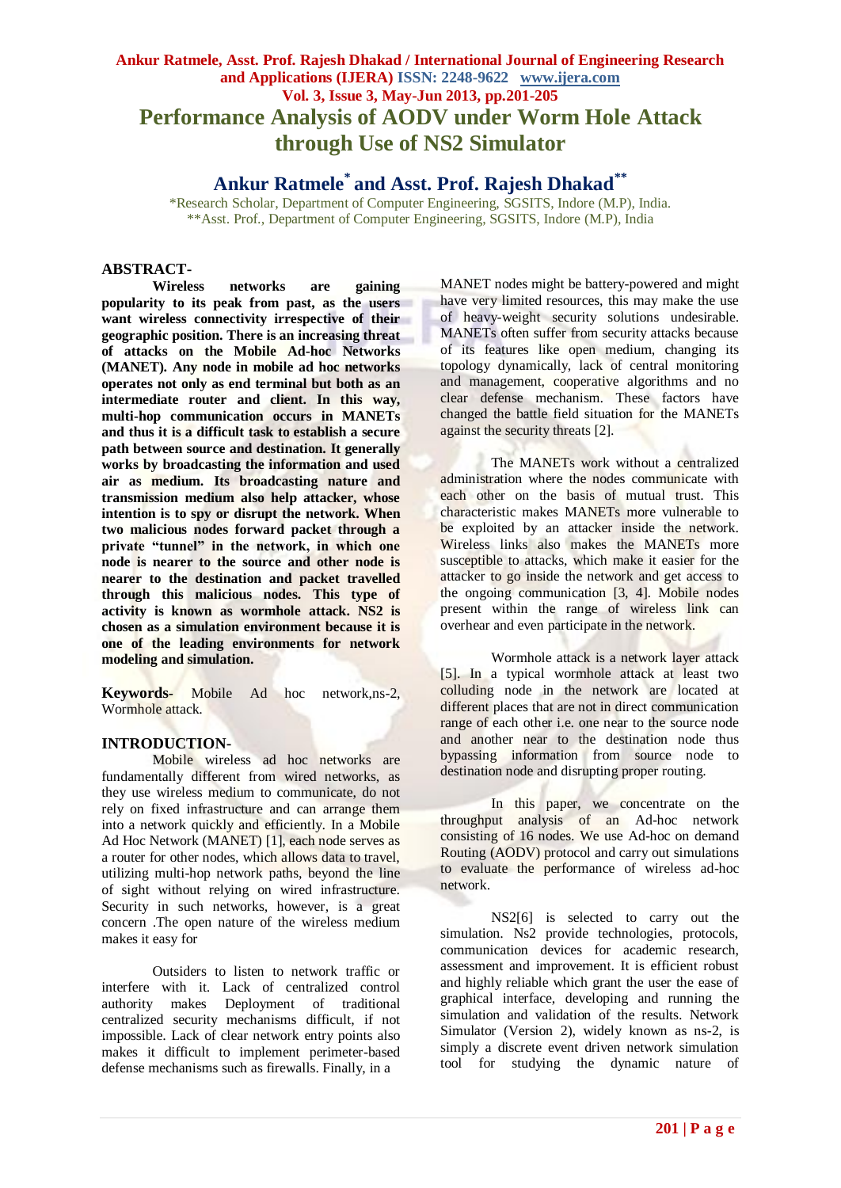# Performance Analysis of AODV under Worm Hole Attack through Use of NS2 Simulator

## Ankur Ratmele[*] and Asst. Prof. Rajesh Dhakad[**]

*Research Scholar, Department of Computer Engineering, SGSITS, Indore (M.P), India.
**Asst. Prof., Department of Computer Engineering, SGSITS, Indore (M.P), India

## ABSTRACT-

**Wireless networks are gaining popularity to its peak from past, as the users want wireless connectivity irrespective of their geographic position. There is an increasing threat of attacks on the Mobile Ad-hoc Networks (MANET). Any node in mobile ad hoc networks operates not only as end terminal but both as an intermediate router and client. In this way, multi-hop communication occurs in MANETs and thus it is a difficult task to establish a secure path between source and destination. It generally works by broadcasting the information and used air as medium. Its broadcasting nature and transmission medium also help attacker, whose intention is to spy or disrupt the network. When two malicious nodes forward packet through a private "tunnel" in the network, in which one node is nearer to the source and other node is nearer to the destination and packet travelled through this malicious nodes. This type of activity is known as wormhole attack. NS2 is chosen as a simulation environment because it is one of the leading environments for network modeling and simulation.**

**Keywords-** Mobile Ad hoc network,ns-2, Wormhole attack.

## INTRODUCTION-

Mobile wireless ad hoc networks are fundamentally different from wired networks, as they use wireless medium to communicate, do not rely on fixed infrastructure and can arrange them into a network quickly and efficiently. In a Mobile Ad Hoc Network (MANET) [1], each node serves as a router for other nodes, which allows data to travel, utilizing multi-hop network paths, beyond the line of sight without relying on wired infrastructure. Security in such networks, however, is a great concern .The open nature of the wireless medium makes it easy for

Outsiders to listen to network traffic or interfere with it. Lack of centralized control authority makes Deployment of traditional centralized security mechanisms difficult, if not impossible. Lack of clear network entry points also makes it difficult to implement perimeter-based defense mechanisms such as firewalls. Finally, in a MANET nodes might be battery-powered and might have very limited resources, this may make the use of heavy-weight security solutions undesirable. MANETs often suffer from security attacks because of its features like open medium, changing its topology dynamically, lack of central monitoring and management, cooperative algorithms and no clear defense mechanism. These factors have changed the battle field situation for the MANETs against the security threats [2].

The MANETs work without a centralized administration where the nodes communicate with each other on the basis of mutual trust. This characteristic makes MANETs more vulnerable to be exploited by an attacker inside the network. Wireless links also makes the MANETs more susceptible to attacks, which make it easier for the attacker to go inside the network and get access to the ongoing communication [3, 4]. Mobile nodes present within the range of wireless link can overhear and even participate in the network.

Wormhole attack is a network layer attack [5]. In a typical wormhole attack at least two colluding node in the network are located at different places that are not in direct communication range of each other i.e. one near to the source node and another near to the destination node thus bypassing information from source node to destination node and disrupting proper routing.

In this paper, we concentrate on the throughput analysis of an Ad-hoc network consisting of 16 nodes. We use Ad-hoc on demand Routing (AODV) protocol and carry out simulations to evaluate the performance of wireless ad-hoc network.

NS2[6] is selected to carry out the simulation. Ns2 provide technologies, protocols, communication devices for academic research, assessment and improvement. It is efficient robust and highly reliable which grant the user the ease of graphical interface, developing and running the simulation and validation of the results. Network Simulator (Version 2), widely known as ns-2, is simply a discrete event driven network simulation tool for studying the dynamic nature of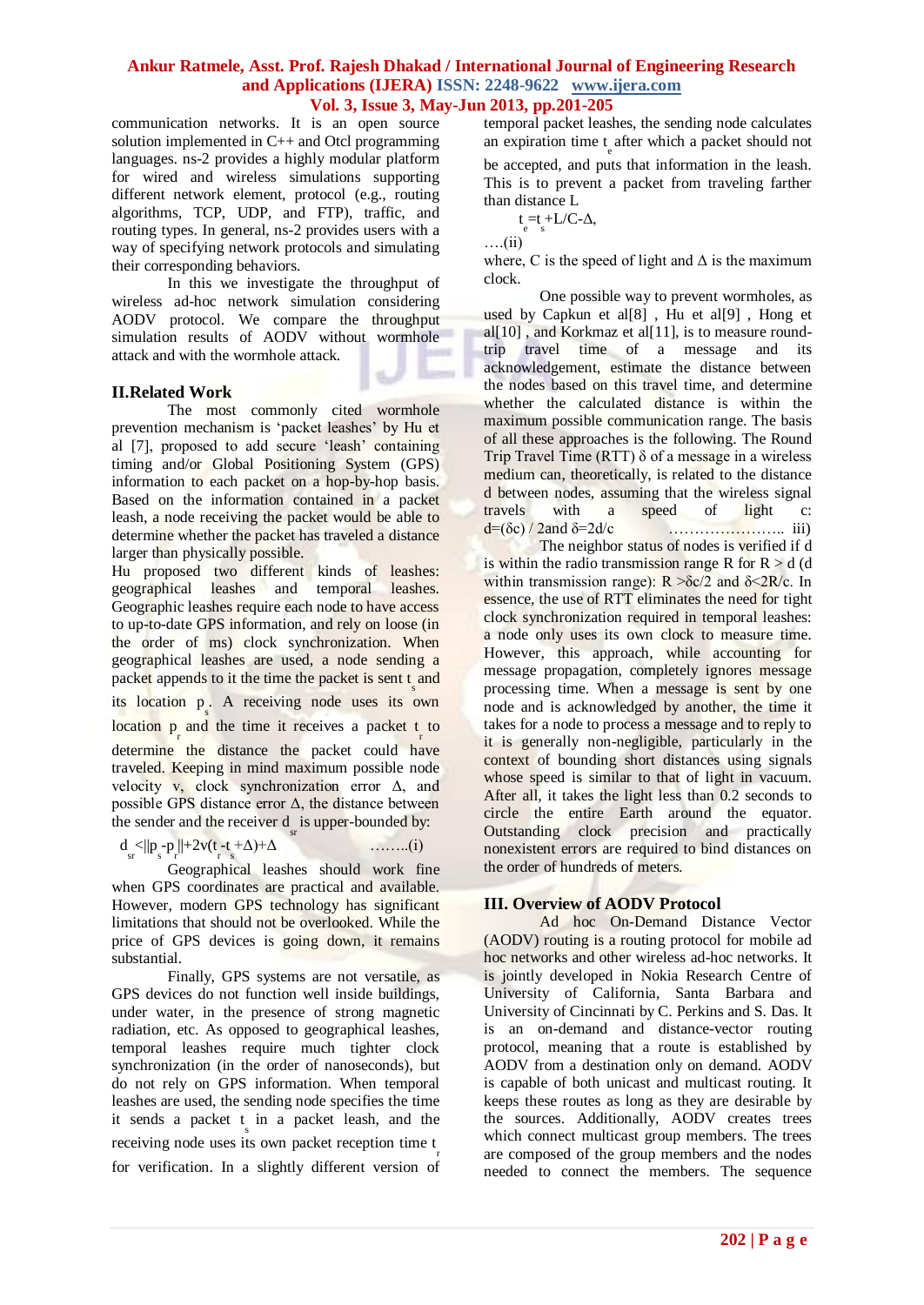communication networks. It is an open source solution implemented in C++ and Otcl programming languages. ns-2 provides a highly modular platform for wired and wireless simulations supporting different network element, protocol (e.g., routing algorithms, TCP, UDP, and FTP), traffic, and routing types. In general, ns-2 provides users with a way of specifying network protocols and simulating their corresponding behaviors.

In this we investigate the throughput of wireless ad-hoc network simulation considering AODV protocol. We compare the throughput simulation results of AODV without wormhole attack and with the wormhole attack.

## II.Related Work

The most commonly cited wormhole prevention mechanism is 'packet leashes' by Hu et al [7], proposed to add secure 'leash' containing timing and/or Global Positioning System (GPS) information to each packet on a hop-by-hop basis. Based on the information contained in a packet leash, a node receiving the packet would be able to determine whether the packet has traveled a distance larger than physically possible.

Hu proposed two different kinds of leashes: geographical leashes and temporal leashes. Geographic leashes require each node to have access to up-to-date GPS information, and rely on loose (in the order of ms) clock synchronization. When geographical leashes are used, a node sending a packet appends to it the time the packet is sent $t_s$ and its location $p_s$. A receiving node uses its own location $p_r$ and the time it receives a packet $t_r$ to determine the distance the packet could have traveled. Keeping in mind maximum possible node velocity v, clock synchronization error Δ, and possible GPS distance error Δ, the distance between the sender and the receiver $d_{sr}$ is upper-bounded by:

$$d_{sr} < \|p_s - p_r\| + 2v(t_r - t_s + \Delta) + \Delta \qquad \text{........(i)}$$

Geographical leashes should work fine when GPS coordinates are practical and available. However, modern GPS technology has significant limitations that should not be overlooked. While the price of GPS devices is going down, it remains substantial.

Finally, GPS systems are not versatile, as GPS devices do not function well inside buildings, under water, in the presence of strong magnetic radiation, etc. As opposed to geographical leashes, temporal leashes require much tighter clock synchronization (in the order of nanoseconds), but do not rely on GPS information. When temporal leashes are used, the sending node specifies the time it sends a packet $t_s$ in a packet leash, and the receiving node uses its own packet reception time $t_r$ for verification. In a slightly different version of temporal packet leashes, the sending node calculates an expiration time $t_e$ after which a packet should not be accepted, and puts that information in the leash. This is to prevent a packet from traveling farther than distance L

$$t_e = t_s + L/C - \Delta, \qquad \text{....(ii)}$$

where, C is the speed of light and Δ is the maximum clock.

One possible way to prevent wormholes, as used by Capkun et al[8] , Hu et al[9] , Hong et al[10] , and Korkmaz et al[11], is to measure round-trip travel time of a message and its acknowledgement, estimate the distance between the nodes based on this travel time, and determine whether the calculated distance is within the maximum possible communication range. The basis of all these approaches is the following. The Round Trip Travel Time (RTT) δ of a message in a wireless medium can, theoretically, is related to the distance d between nodes, assuming that the wireless signal travels with a speed of light c: $d=(\delta c)/2$ and $\delta=2d/c$ ..................... iii)

The neighbor status of nodes is verified if d is within the radio transmission range R for R > d (d within transmission range): $R > \delta c/2$ and $\delta < 2R/c$. In essence, the use of RTT eliminates the need for tight clock synchronization required in temporal leashes: a node only uses its own clock to measure time. However, this approach, while accounting for message propagation, completely ignores message processing time. When a message is sent by one node and is acknowledged by another, the time it takes for a node to process a message and to reply to it is generally non-negligible, particularly in the context of bounding short distances using signals whose speed is similar to that of light in vacuum. After all, it takes the light less than 0.2 seconds to circle the entire Earth around the equator. Outstanding clock precision and practically nonexistent errors are required to bind distances on the order of hundreds of meters.

## III. Overview of AODV Protocol

Ad hoc On-Demand Distance Vector (AODV) routing is a routing protocol for mobile ad hoc networks and other wireless ad-hoc networks. It is jointly developed in Nokia Research Centre of University of California, Santa Barbara and University of Cincinnati by C. Perkins and S. Das. It is an on-demand and distance-vector routing protocol, meaning that a route is established by AODV from a destination only on demand. AODV is capable of both unicast and multicast routing. It keeps these routes as long as they are desirable by the sources. Additionally, AODV creates trees which connect multicast group members. The trees are composed of the group members and the nodes needed to connect the members. The sequence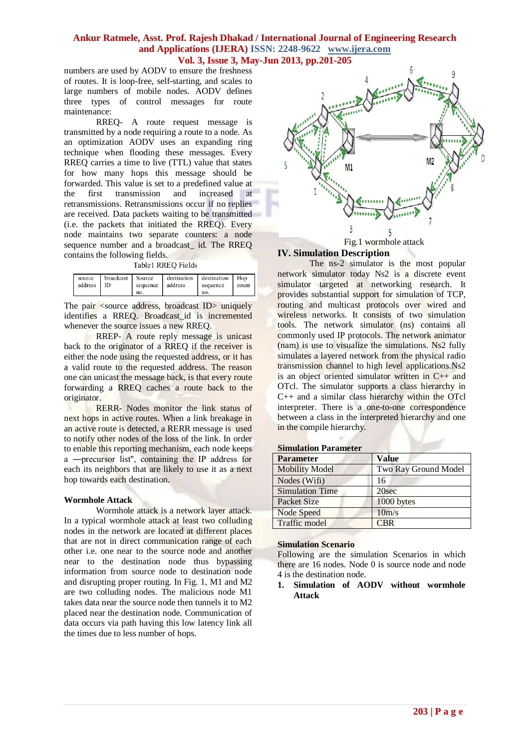numbers are used by AODV to ensure the freshness of routes. It is loop-free, self-starting, and scales to large numbers of mobile nodes. AODV defines three types of control messages for route maintenance:

RREQ- A route request message is transmitted by a node requiring a route to a node. As an optimization AODV uses an expanding ring technique when flooding these messages. Every RREQ carries a time to live (TTL) value that states for how many hops this message should be forwarded. This value is set to a predefined value at the first transmission and increased at retransmissions. Retransmissions occur if no replies are received. Data packets waiting to be transmitted (i.e. the packets that initiated the RREQ). Every node maintains two separate counters: a node sequence number and a broadcast_ id. The RREQ contains the following fields.

Table1 RREQ Fields

| source address | broadcast ID | Source sequence no. | destination address | destination sequence no. | Hop count |
|---|---|---|---|---|---|

The pair <source address, broadcast ID> uniquely identifies a RREQ. Broadcast_id is incremented whenever the source issues a new RREQ.

RREP- A route reply message is unicast back to the originator of a RREQ if the receiver is either the node using the requested address, or it has a valid route to the requested address. The reason one can unicast the message back, is that every route forwarding a RREQ caches a route back to the originator.

RERR- Nodes monitor the link status of next hops in active routes. When a link breakage in an active route is detected, a RERR message is used to notify other nodes of the loss of the link. In order to enable this reporting mechanism, each node keeps a ―precursor list", containing the IP address for each its neighbors that are likely to use it as a next hop towards each destination.

**Wormhole Attack**

Wormhole attack is a network layer attack. In a typical wormhole attack at least two colluding nodes in the network are located at different places that are not in direct communication range of each other i.e. one near to the source node and another near to the destination node thus bypassing information from source node to destination node and disrupting proper routing. In Fig. 1, M1 and M2 are two colluding nodes. The malicious node M1 takes data near the source node then tunnels it to M2 placed near the destination node. Communication of data occurs via path having this low latency link all the times due to less number of hops.

Fig.1 wormhole attack

## IV. Simulation Description

The ns-2 simulator is the most popular network simulator today Ns2 is a discrete event simulator targeted at networking research. It provides substantial support for simulation of TCP, routing and multicast protocols over wired and wireless networks. It consists of two simulation tools. The network simulator (ns) contains all commonly used IP protocols. The network animator (nam) is use to visualize the simulations. Ns2 fully simulates a layered network from the physical radio transmission channel to high level applications.Ns2 is an object oriented simulator written in C++ and OTcl. The simulator supports a class hierarchy in C++ and a similar class hierarchy within the OTcl interpreter. There is a one-to-one correspondence between a class in the interpreted hierarchy and one in the compile hierarchy.

**Simulation Parameter**

| Parameter | Value |
|---|---|
| Mobility Model | Two Ray Ground Model |
| Nodes (Wifi) | 16 |
| Simulation Time | 20sec |
| Packet Size | 1000 bytes |
| Node Speed | 10m/s |
| Traffic model | CBR |

**Simulation Scenario**

Following are the simulation Scenarios in which there are 16 nodes. Node 0 is source node and node 4 is the destination node.

1. **Simulation of AODV without wormhole Attack**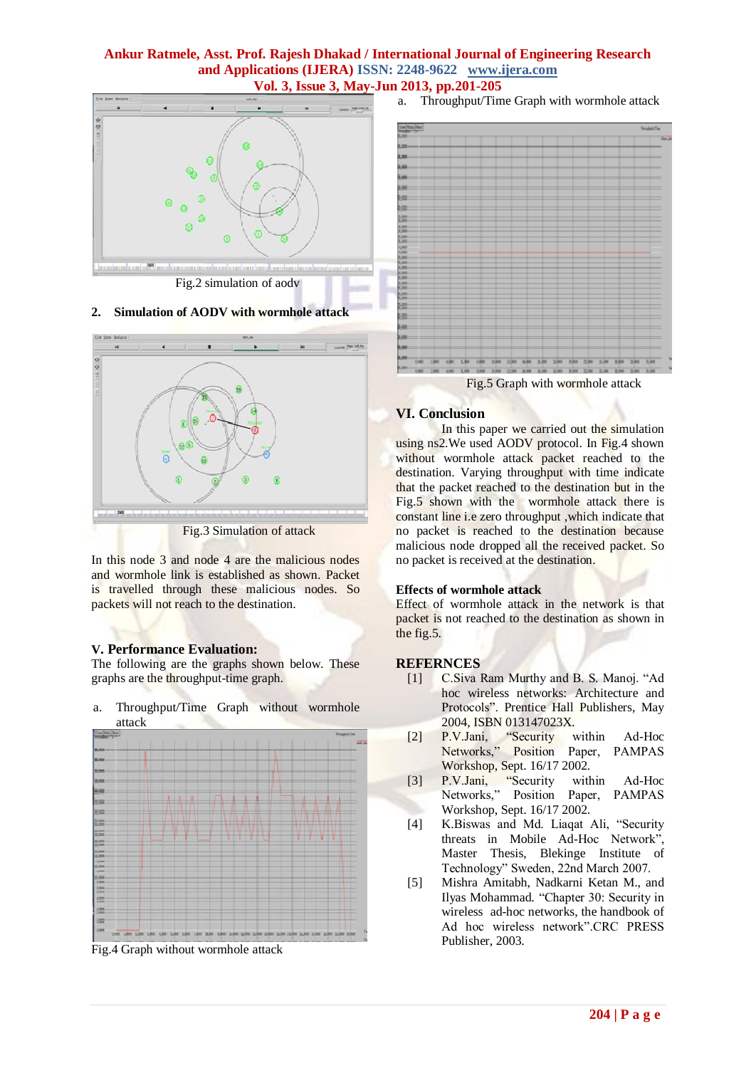Fig.2 simulation of aodv

## 2. Simulation of AODV with wormhole attack

Fig.3 Simulation of attack

In this node 3 and node 4 are the malicious nodes and wormhole link is established as shown. Packet is travelled through these malicious nodes. So packets will not reach to the destination.

## V. Performance Evaluation:

The following are the graphs shown below. These graphs are the throughput-time graph.

a. Throughput/Time Graph without wormhole attack

Fig.4 Graph without wormhole attack

a. Throughput/Time Graph with wormhole attack

Fig.5 Graph with wormhole attack

## VI. Conclusion

In this paper we carried out the simulation using ns2.We used AODV protocol. In Fig.4 shown without wormhole attack packet reached to the destination. Varying throughput with time indicate that the packet reached to the destination but in the Fig.5 shown with the wormhole attack there is constant line i.e zero throughput ,which indicate that no packet is reached to the destination because malicious node dropped all the received packet. So no packet is received at the destination.

### Effects of wormhole attack

Effect of wormhole attack in the network is that packet is not reached to the destination as shown in the fig.5.

## REFERNCES

[1] C.Siva Ram Murthy and B. S. Manoj. "Ad hoc wireless networks: Architecture and Protocols". Prentice Hall Publishers, May 2004, ISBN 013147023X.

[2] P.V.Jani, "Security within Ad-Hoc Networks," Position Paper, PAMPAS Workshop, Sept. 16/17 2002.

[3] P.V.Jani, "Security within Ad-Hoc Networks," Position Paper, PAMPAS Workshop, Sept. 16/17 2002.

[4] K.Biswas and Md. Liaqat Ali, "Security threats in Mobile Ad-Hoc Network", Master Thesis, Blekinge Institute of Technology" Sweden, 22nd March 2007.

[5] Mishra Amitabh, Nadkarni Ketan M., and Ilyas Mohammad. "Chapter 30: Security in wireless ad-hoc networks, the handbook of Ad hoc wireless network".CRC PRESS Publisher, 2003.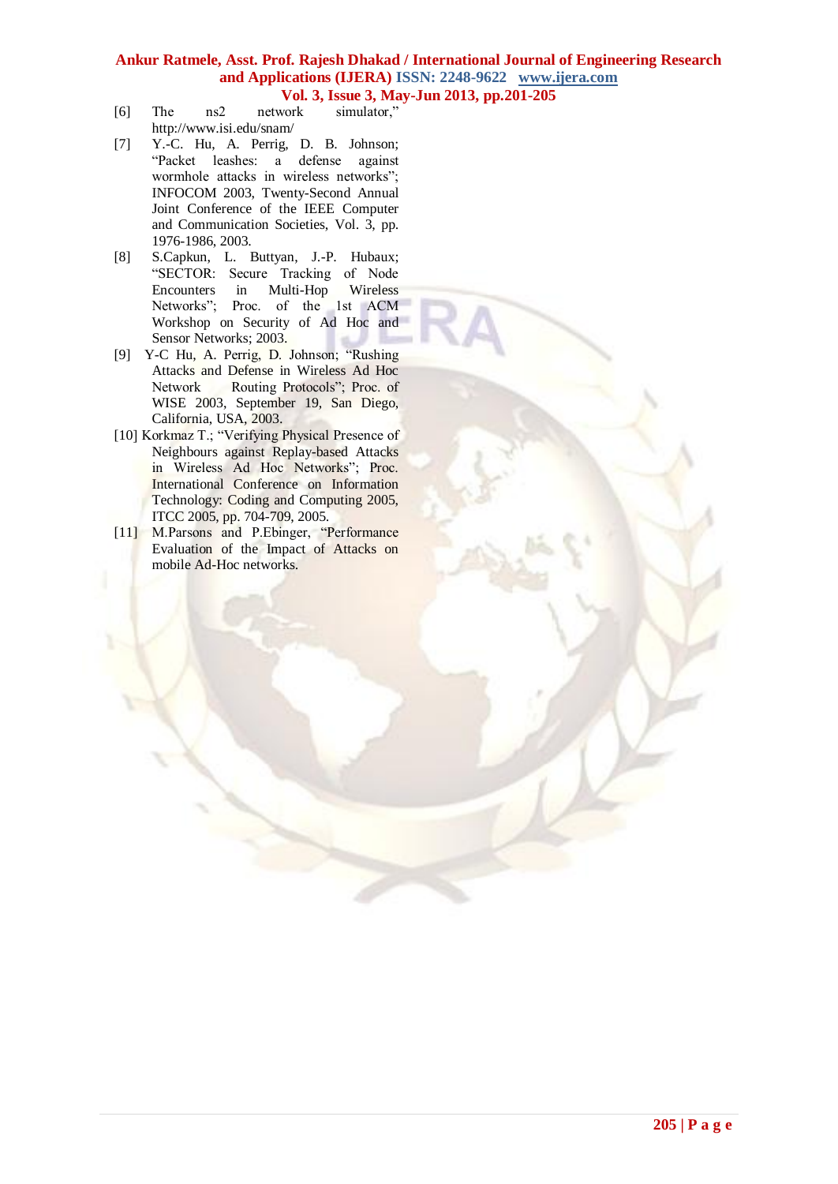[6] The ns2 network simulator," http://www.isi.edu/snam/

[7] Y.-C. Hu, A. Perrig, D. B. Johnson; "Packet leashes: a defense against wormhole attacks in wireless networks"; INFOCOM 2003, Twenty-Second Annual Joint Conference of the IEEE Computer and Communication Societies, Vol. 3, pp. 1976-1986, 2003.

[8] S.Capkun, L. Buttyan, J.-P. Hubaux; "SECTOR: Secure Tracking of Node Encounters in Multi-Hop Wireless Networks"; Proc. of the 1st ACM Workshop on Security of Ad Hoc and Sensor Networks; 2003.

[9] Y-C Hu, A. Perrig, D. Johnson; "Rushing Attacks and Defense in Wireless Ad Hoc Network Routing Protocols"; Proc. of WISE 2003, September 19, San Diego, California, USA, 2003.

[10] Korkmaz T.; "Verifying Physical Presence of Neighbours against Replay-based Attacks in Wireless Ad Hoc Networks"; Proc. International Conference on Information Technology: Coding and Computing 2005, ITCC 2005, pp. 704-709, 2005.

[11] M.Parsons and P.Ebinger, "Performance Evaluation of the Impact of Attacks on mobile Ad-Hoc networks.